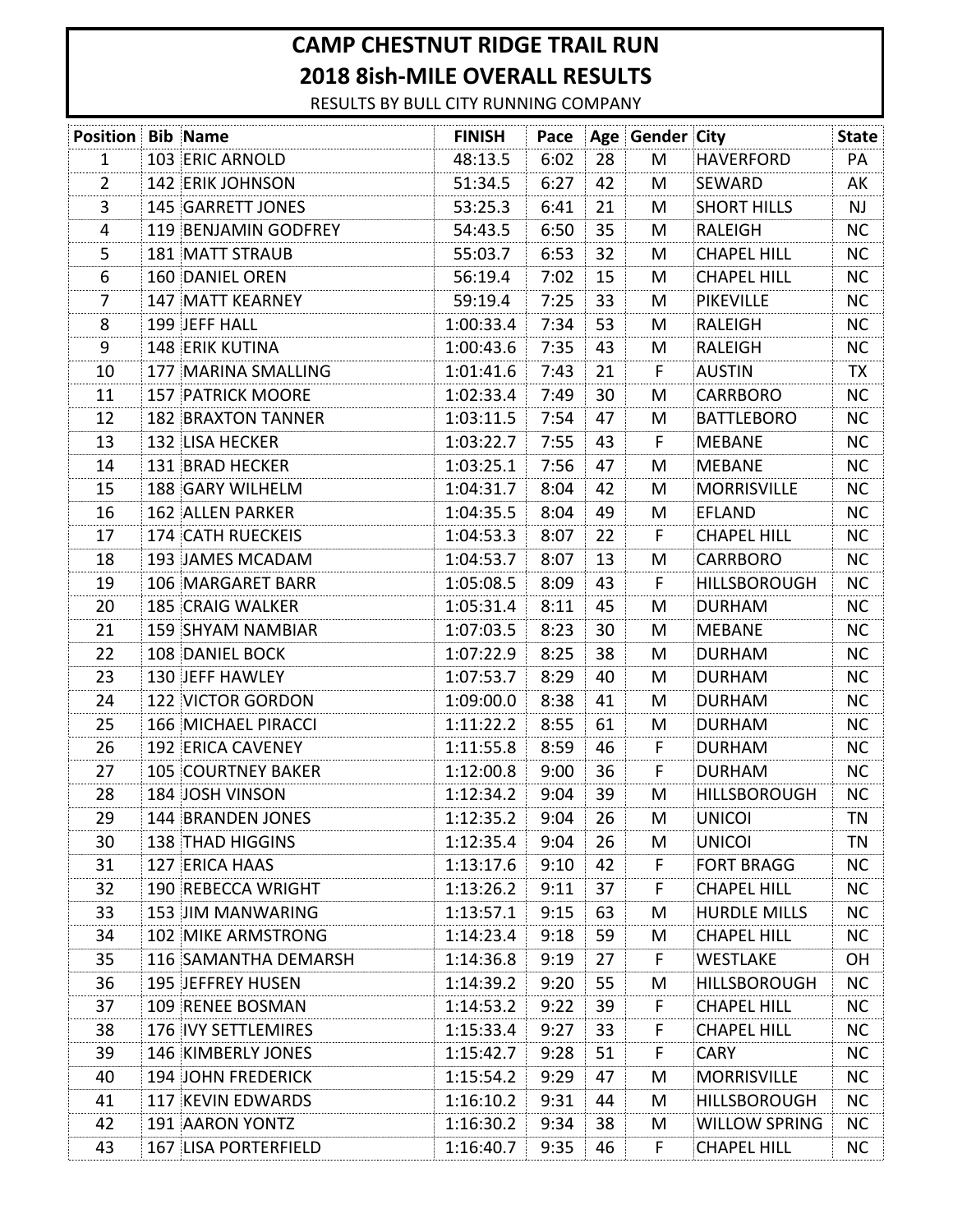# CAMP CHESTNUT RIDGE TRAIL RUN

## 2018 8ish-MILE OVERALL RESULTS

RESULTS BY BULL CITY RUNNING COMPANY

| Position | Bib | Name | FINISH | Pace | Age | Gender | City | State |
|---|---|---|---|---|---|---|---|---|
| 1 | 103 | ERIC ARNOLD | 48:13.5 | 6:02 | 28 | M | HAVERFORD | PA |
| 2 | 142 | ERIK JOHNSON | 51:34.5 | 6:27 | 42 | M | SEWARD | AK |
| 3 | 145 | GARRETT JONES | 53:25.3 | 6:41 | 21 | M | SHORT HILLS | NJ |
| 4 | 119 | BENJAMIN GODFREY | 54:43.5 | 6:50 | 35 | M | RALEIGH | NC |
| 5 | 181 | MATT STRAUB | 55:03.7 | 6:53 | 32 | M | CHAPEL HILL | NC |
| 6 | 160 | DANIEL OREN | 56:19.4 | 7:02 | 15 | M | CHAPEL HILL | NC |
| 7 | 147 | MATT KEARNEY | 59:19.4 | 7:25 | 33 | M | PIKEVILLE | NC |
| 8 | 199 | JEFF HALL | 1:00:33.4 | 7:34 | 53 | M | RALEIGH | NC |
| 9 | 148 | ERIK KUTINA | 1:00:43.6 | 7:35 | 43 | M | RALEIGH | NC |
| 10 | 177 | MARINA SMALLING | 1:01:41.6 | 7:43 | 21 | F | AUSTIN | TX |
| 11 | 157 | PATRICK MOORE | 1:02:33.4 | 7:49 | 30 | M | CARRBORO | NC |
| 12 | 182 | BRAXTON TANNER | 1:03:11.5 | 7:54 | 47 | M | BATTLEBORO | NC |
| 13 | 132 | LISA HECKER | 1:03:22.7 | 7:55 | 43 | F | MEBANE | NC |
| 14 | 131 | BRAD HECKER | 1:03:25.1 | 7:56 | 47 | M | MEBANE | NC |
| 15 | 188 | GARY WILHELM | 1:04:31.7 | 8:04 | 42 | M | MORRISVILLE | NC |
| 16 | 162 | ALLEN PARKER | 1:04:35.5 | 8:04 | 49 | M | EFLAND | NC |
| 17 | 174 | CATH RUECKEIS | 1:04:53.3 | 8:07 | 22 | F | CHAPEL HILL | NC |
| 18 | 193 | JAMES MCADAM | 1:04:53.7 | 8:07 | 13 | M | CARRBORO | NC |
| 19 | 106 | MARGARET BARR | 1:05:08.5 | 8:09 | 43 | F | HILLSBOROUGH | NC |
| 20 | 185 | CRAIG WALKER | 1:05:31.4 | 8:11 | 45 | M | DURHAM | NC |
| 21 | 159 | SHYAM NAMBIAR | 1:07:03.5 | 8:23 | 30 | M | MEBANE | NC |
| 22 | 108 | DANIEL BOCK | 1:07:22.9 | 8:25 | 38 | M | DURHAM | NC |
| 23 | 130 | JEFF HAWLEY | 1:07:53.7 | 8:29 | 40 | M | DURHAM | NC |
| 24 | 122 | VICTOR GORDON | 1:09:00.0 | 8:38 | 41 | M | DURHAM | NC |
| 25 | 166 | MICHAEL PIRACCI | 1:11:22.2 | 8:55 | 61 | M | DURHAM | NC |
| 26 | 192 | ERICA CAVENEY | 1:11:55.8 | 8:59 | 46 | F | DURHAM | NC |
| 27 | 105 | COURTNEY BAKER | 1:12:00.8 | 9:00 | 36 | F | DURHAM | NC |
| 28 | 184 | JOSH VINSON | 1:12:34.2 | 9:04 | 39 | M | HILLSBOROUGH | NC |
| 29 | 144 | BRANDEN JONES | 1:12:35.2 | 9:04 | 26 | M | UNICOI | TN |
| 30 | 138 | THAD HIGGINS | 1:12:35.4 | 9:04 | 26 | M | UNICOI | TN |
| 31 | 127 | ERICA HAAS | 1:13:17.6 | 9:10 | 42 | F | FORT BRAGG | NC |
| 32 | 190 | REBECCA WRIGHT | 1:13:26.2 | 9:11 | 37 | F | CHAPEL HILL | NC |
| 33 | 153 | JIM MANWARING | 1:13:57.1 | 9:15 | 63 | M | HURDLE MILLS | NC |
| 34 | 102 | MIKE ARMSTRONG | 1:14:23.4 | 9:18 | 59 | M | CHAPEL HILL | NC |
| 35 | 116 | SAMANTHA DEMARSH | 1:14:36.8 | 9:19 | 27 | F | WESTLAKE | OH |
| 36 | 195 | JEFFREY HUSEN | 1:14:39.2 | 9:20 | 55 | M | HILLSBOROUGH | NC |
| 37 | 109 | RENEE BOSMAN | 1:14:53.2 | 9:22 | 39 | F | CHAPEL HILL | NC |
| 38 | 176 | IVY SETTLEMIRES | 1:15:33.4 | 9:27 | 33 | F | CHAPEL HILL | NC |
| 39 | 146 | KIMBERLY JONES | 1:15:42.7 | 9:28 | 51 | F | CARY | NC |
| 40 | 194 | JOHN FREDERICK | 1:15:54.2 | 9:29 | 47 | M | MORRISVILLE | NC |
| 41 | 117 | KEVIN EDWARDS | 1:16:10.2 | 9:31 | 44 | M | HILLSBOROUGH | NC |
| 42 | 191 | AARON YONTZ | 1:16:30.2 | 9:34 | 38 | M | WILLOW SPRING | NC |
| 43 | 167 | LISA PORTERFIELD | 1:16:40.7 | 9:35 | 46 | F | CHAPEL HILL | NC |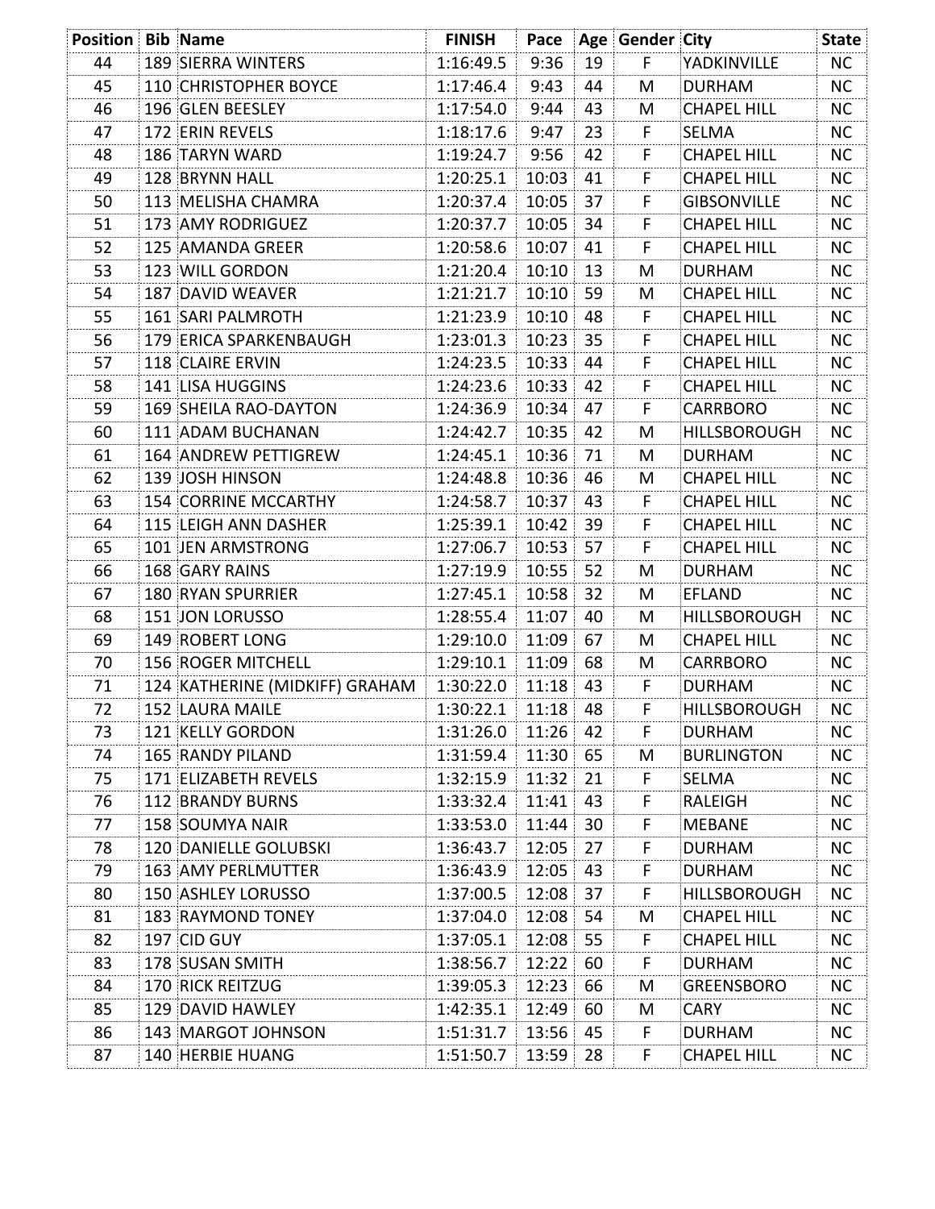| Position | Bib | Name | FINISH | Pace | Age | Gender | City | State |
|---|---|---|---|---|---|---|---|---|
| 44 | 189 | SIERRA WINTERS | 1:16:49.5 | 9:36 | 19 | F | YADKINVILLE | NC |
| 45 | 110 | CHRISTOPHER BOYCE | 1:17:46.4 | 9:43 | 44 | M | DURHAM | NC |
| 46 | 196 | GLEN BEESLEY | 1:17:54.0 | 9:44 | 43 | M | CHAPEL HILL | NC |
| 47 | 172 | ERIN REVELS | 1:18:17.6 | 9:47 | 23 | F | SELMA | NC |
| 48 | 186 | TARYN WARD | 1:19:24.7 | 9:56 | 42 | F | CHAPEL HILL | NC |
| 49 | 128 | BRYNN HALL | 1:20:25.1 | 10:03 | 41 | F | CHAPEL HILL | NC |
| 50 | 113 | MELISHA CHAMRA | 1:20:37.4 | 10:05 | 37 | F | GIBSONVILLE | NC |
| 51 | 173 | AMY RODRIGUEZ | 1:20:37.7 | 10:05 | 34 | F | CHAPEL HILL | NC |
| 52 | 125 | AMANDA GREER | 1:20:58.6 | 10:07 | 41 | F | CHAPEL HILL | NC |
| 53 | 123 | WILL GORDON | 1:21:20.4 | 10:10 | 13 | M | DURHAM | NC |
| 54 | 187 | DAVID WEAVER | 1:21:21.7 | 10:10 | 59 | M | CHAPEL HILL | NC |
| 55 | 161 | SARI PALMROTH | 1:21:23.9 | 10:10 | 48 | F | CHAPEL HILL | NC |
| 56 | 179 | ERICA SPARKENBAUGH | 1:23:01.3 | 10:23 | 35 | F | CHAPEL HILL | NC |
| 57 | 118 | CLAIRE ERVIN | 1:24:23.5 | 10:33 | 44 | F | CHAPEL HILL | NC |
| 58 | 141 | LISA HUGGINS | 1:24:23.6 | 10:33 | 42 | F | CHAPEL HILL | NC |
| 59 | 169 | SHEILA RAO-DAYTON | 1:24:36.9 | 10:34 | 47 | F | CARRBORO | NC |
| 60 | 111 | ADAM BUCHANAN | 1:24:42.7 | 10:35 | 42 | M | HILLSBOROUGH | NC |
| 61 | 164 | ANDREW PETTIGREW | 1:24:45.1 | 10:36 | 71 | M | DURHAM | NC |
| 62 | 139 | JOSH HINSON | 1:24:48.8 | 10:36 | 46 | M | CHAPEL HILL | NC |
| 63 | 154 | CORRINE MCCARTHY | 1:24:58.7 | 10:37 | 43 | F | CHAPEL HILL | NC |
| 64 | 115 | LEIGH ANN DASHER | 1:25:39.1 | 10:42 | 39 | F | CHAPEL HILL | NC |
| 65 | 101 | JEN ARMSTRONG | 1:27:06.7 | 10:53 | 57 | F | CHAPEL HILL | NC |
| 66 | 168 | GARY RAINS | 1:27:19.9 | 10:55 | 52 | M | DURHAM | NC |
| 67 | 180 | RYAN SPURRIER | 1:27:45.1 | 10:58 | 32 | M | EFLAND | NC |
| 68 | 151 | JON LORUSSO | 1:28:55.4 | 11:07 | 40 | M | HILLSBOROUGH | NC |
| 69 | 149 | ROBERT LONG | 1:29:10.0 | 11:09 | 67 | M | CHAPEL HILL | NC |
| 70 | 156 | ROGER MITCHELL | 1:29:10.1 | 11:09 | 68 | M | CARRBORO | NC |
| 71 | 124 | KATHERINE (MIDKIFF) GRAHAM | 1:30:22.0 | 11:18 | 43 | F | DURHAM | NC |
| 72 | 152 | LAURA MAILE | 1:30:22.1 | 11:18 | 48 | F | HILLSBOROUGH | NC |
| 73 | 121 | KELLY GORDON | 1:31:26.0 | 11:26 | 42 | F | DURHAM | NC |
| 74 | 165 | RANDY PILAND | 1:31:59.4 | 11:30 | 65 | M | BURLINGTON | NC |
| 75 | 171 | ELIZABETH REVELS | 1:32:15.9 | 11:32 | 21 | F | SELMA | NC |
| 76 | 112 | BRANDY BURNS | 1:33:32.4 | 11:41 | 43 | F | RALEIGH | NC |
| 77 | 158 | SOUMYA NAIR | 1:33:53.0 | 11:44 | 30 | F | MEBANE | NC |
| 78 | 120 | DANIELLE GOLUBSKI | 1:36:43.7 | 12:05 | 27 | F | DURHAM | NC |
| 79 | 163 | AMY PERLMUTTER | 1:36:43.9 | 12:05 | 43 | F | DURHAM | NC |
| 80 | 150 | ASHLEY LORUSSO | 1:37:00.5 | 12:08 | 37 | F | HILLSBOROUGH | NC |
| 81 | 183 | RAYMOND TONEY | 1:37:04.0 | 12:08 | 54 | M | CHAPEL HILL | NC |
| 82 | 197 | CID GUY | 1:37:05.1 | 12:08 | 55 | F | CHAPEL HILL | NC |
| 83 | 178 | SUSAN SMITH | 1:38:56.7 | 12:22 | 60 | F | DURHAM | NC |
| 84 | 170 | RICK REITZUG | 1:39:05.3 | 12:23 | 66 | M | GREENSBORO | NC |
| 85 | 129 | DAVID HAWLEY | 1:42:35.1 | 12:49 | 60 | M | CARY | NC |
| 86 | 143 | MARGOT JOHNSON | 1:51:31.7 | 13:56 | 45 | F | DURHAM | NC |
| 87 | 140 | HERBIE HUANG | 1:51:50.7 | 13:59 | 28 | F | CHAPEL HILL | NC |